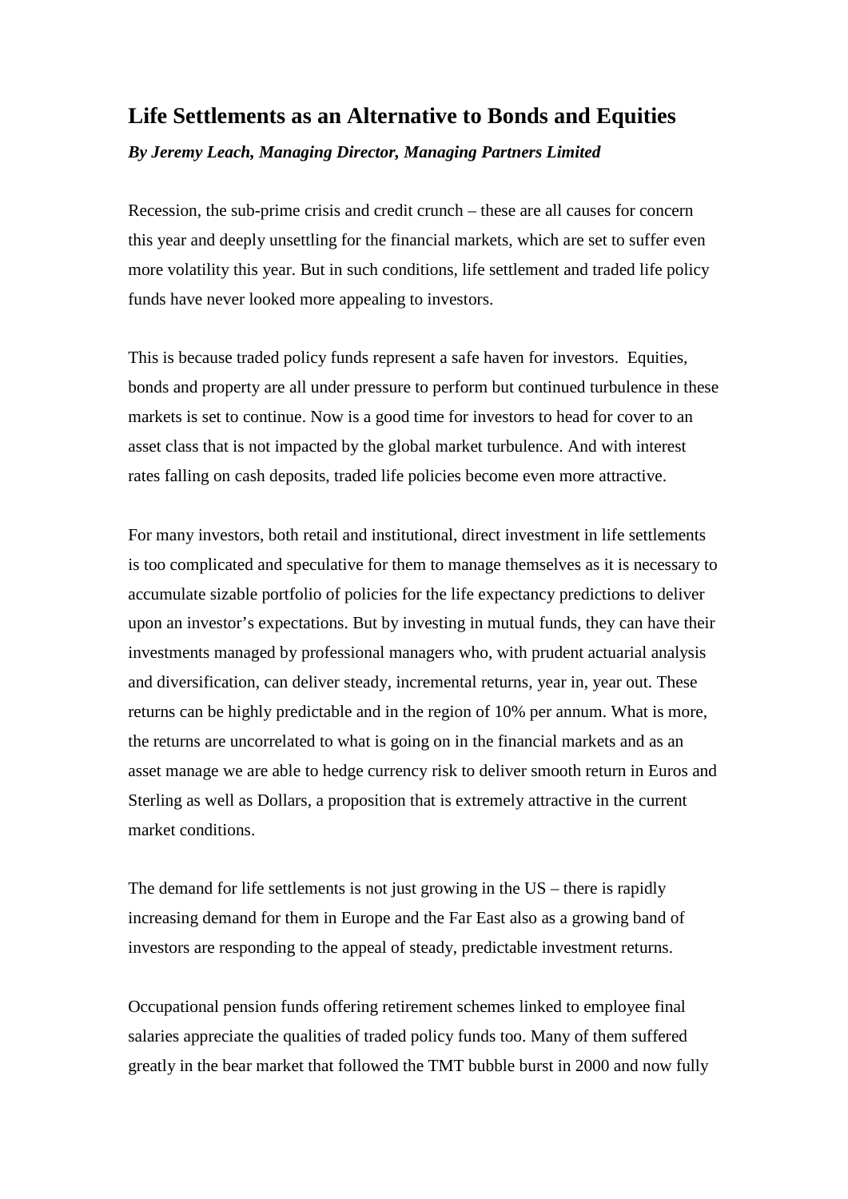# Life Settlements as an Alternative to Bonds and Equities

***By Jeremy Leach, Managing Director, Managing Partners Limited***

Recession, the sub-prime crisis and credit crunch – these are all causes for concern this year and deeply unsettling for the financial markets, which are set to suffer even more volatility this year. But in such conditions, life settlement and traded life policy funds have never looked more appealing to investors.

This is because traded policy funds represent a safe haven for investors. Equities, bonds and property are all under pressure to perform but continued turbulence in these markets is set to continue. Now is a good time for investors to head for cover to an asset class that is not impacted by the global market turbulence. And with interest rates falling on cash deposits, traded life policies become even more attractive.

For many investors, both retail and institutional, direct investment in life settlements is too complicated and speculative for them to manage themselves as it is necessary to accumulate sizable portfolio of policies for the life expectancy predictions to deliver upon an investor's expectations. But by investing in mutual funds, they can have their investments managed by professional managers who, with prudent actuarial analysis and diversification, can deliver steady, incremental returns, year in, year out. These returns can be highly predictable and in the region of 10% per annum. What is more, the returns are uncorrelated to what is going on in the financial markets and as an asset manage we are able to hedge currency risk to deliver smooth return in Euros and Sterling as well as Dollars, a proposition that is extremely attractive in the current market conditions.

The demand for life settlements is not just growing in the US – there is rapidly increasing demand for them in Europe and the Far East also as a growing band of investors are responding to the appeal of steady, predictable investment returns.

Occupational pension funds offering retirement schemes linked to employee final salaries appreciate the qualities of traded policy funds too. Many of them suffered greatly in the bear market that followed the TMT bubble burst in 2000 and now fully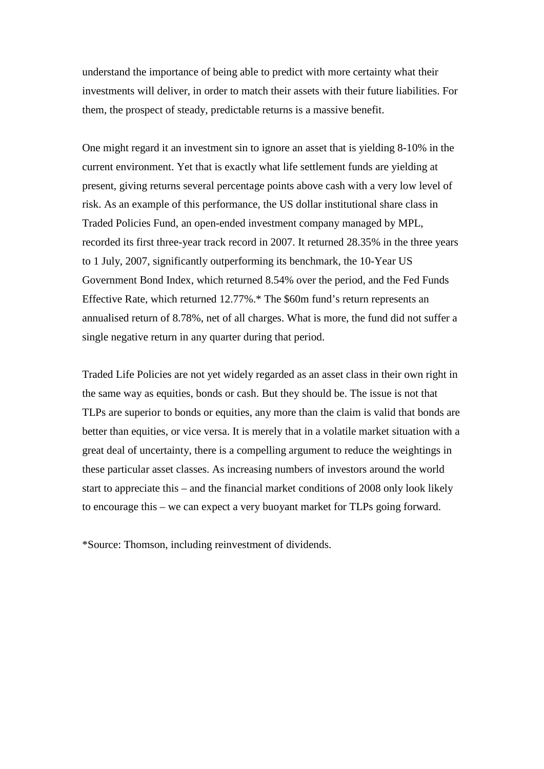understand the importance of being able to predict with more certainty what their investments will deliver, in order to match their assets with their future liabilities. For them, the prospect of steady, predictable returns is a massive benefit.

One might regard it an investment sin to ignore an asset that is yielding 8-10% in the current environment. Yet that is exactly what life settlement funds are yielding at present, giving returns several percentage points above cash with a very low level of risk. As an example of this performance, the US dollar institutional share class in Traded Policies Fund, an open-ended investment company managed by MPL, recorded its first three-year track record in 2007. It returned 28.35% in the three years to 1 July, 2007, significantly outperforming its benchmark, the 10-Year US Government Bond Index, which returned 8.54% over the period, and the Fed Funds Effective Rate, which returned 12.77%.* The $60m fund's return represents an annualised return of 8.78%, net of all charges. What is more, the fund did not suffer a single negative return in any quarter during that period.

Traded Life Policies are not yet widely regarded as an asset class in their own right in the same way as equities, bonds or cash. But they should be. The issue is not that TLPs are superior to bonds or equities, any more than the claim is valid that bonds are better than equities, or vice versa. It is merely that in a volatile market situation with a great deal of uncertainty, there is a compelling argument to reduce the weightings in these particular asset classes. As increasing numbers of investors around the world start to appreciate this – and the financial market conditions of 2008 only look likely to encourage this – we can expect a very buoyant market for TLPs going forward.

*Source: Thomson, including reinvestment of dividends.